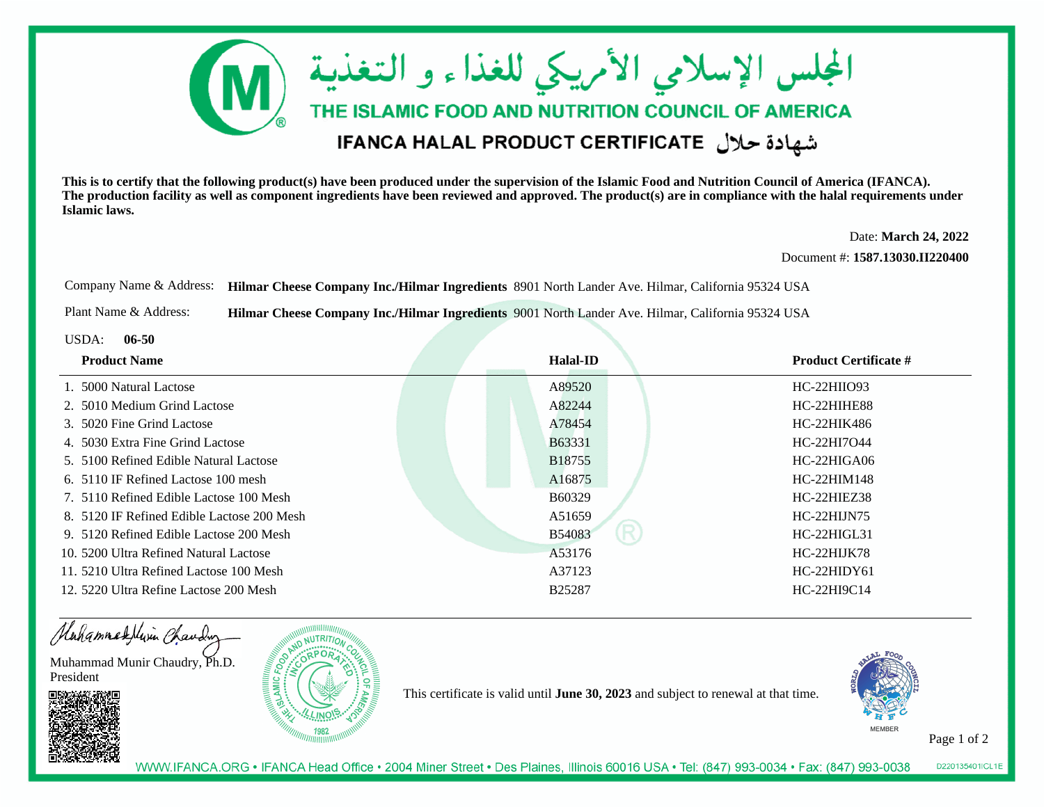# المجلس الإسلامي الأمريكي للغذاء و التغذية

## THE ISLAMIC FOOD AND NUTRITION COUNCIL OF AMERICA

### IFANCA HALAL PRODUCT CERTIFICATE شهادة حلال

**This is to certify that the following product(s) have been produced under the supervision of the Islamic Food and Nutrition Council of America (IFANCA). The production facility as well as component ingredients have been reviewed and approved. The product(s) are in compliance with the halal requirements under Islamic laws.**

Date: **March 24, 2022**

Document #: **1587.13030.II220400**

Company Name & Address: **Hilmar Cheese Company Inc./Hilmar Ingredients** 8901 North Lander Ave. Hilmar, California 95324 USA

Plant Name & Address: **Hilmar Cheese Company Inc./Hilmar Ingredients** 9001 North Lander Ave. Hilmar, California 95324 USA

USDA: **06-50**

| Product Name | Halal-ID | Product Certificate # |
|---|---|---|
| 1. 5000 Natural Lactose | A89520 | HC-22HIIO93 |
| 2. 5010 Medium Grind Lactose | A82244 | HC-22HIHE88 |
| 3. 5020 Fine Grind Lactose | A78454 | HC-22HIK486 |
| 4. 5030 Extra Fine Grind Lactose | B63331 | HC-22HI7O44 |
| 5. 5100 Refined Edible Natural Lactose | B18755 | HC-22HIGA06 |
| 6. 5110 IF Refined Lactose 100 mesh | A16875 | HC-22HIM148 |
| 7. 5110 Refined Edible Lactose 100 Mesh | B60329 | HC-22HIEZ38 |
| 8. 5120 IF Refined Edible Lactose 200 Mesh | A51659 | HC-22HIJN75 |
| 9. 5120 Refined Edible Lactose 200 Mesh | B54083 | HC-22HIGL31 |
| 10. 5200 Ultra Refined Natural Lactose | A53176 | HC-22HIJK78 |
| 11. 5210 Ultra Refined Lactose 100 Mesh | A37123 | HC-22HIDY61 |
| 12. 5220 Ultra Refine Lactose 200 Mesh | B25287 | HC-22HI9C14 |

Muhammad Munir Chaudry, Ph.D.
President

This certificate is valid until **June 30, 2023** and subject to renewal at that time.

WWW.IFANCA.ORG • IFANCA Head Office • 2004 Miner Street • Des Plaines, Illinois 60016 USA • Tel: (847) 993-0034 • Fax: (847) 993-0038

D220135401ICL1E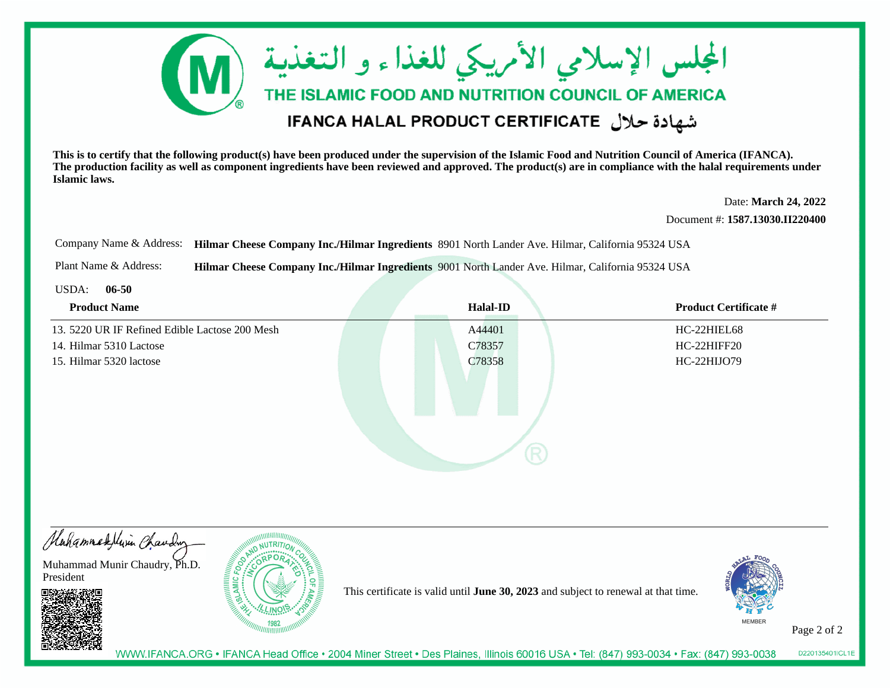# المجلس الإسلامي الأمريكي للغذاء و التغذية

## THE ISLAMIC FOOD AND NUTRITION COUNCIL OF AMERICA

### IFANCA HALAL PRODUCT CERTIFICATE شهادة حلال

**This is to certify that the following product(s) have been produced under the supervision of the Islamic Food and Nutrition Council of America (IFANCA). The production facility as well as component ingredients have been reviewed and approved. The product(s) are in compliance with the halal requirements under Islamic laws.**

Date: **March 24, 2022**

Document #: **1587.13030.II220400**

Company Name & Address: **Hilmar Cheese Company Inc./Hilmar Ingredients** 8901 North Lander Ave. Hilmar, California 95324 USA

Plant Name & Address: **Hilmar Cheese Company Inc./Hilmar Ingredients** 9001 North Lander Ave. Hilmar, California 95324 USA

USDA: **06-50**

| Product Name | Halal-ID | Product Certificate # |
|---|---|---|
| 13. 5220 UR IF Refined Edible Lactose 200 Mesh | A44401 | HC-22HIEL68 |
| 14. Hilmar 5310 Lactose | C78357 | HC-22HIFF20 |
| 15. Hilmar 5320 lactose | C78358 | HC-22HIJO79 |

Muhammad Munir Chaudry, Ph.D.
President

This certificate is valid until **June 30, 2023** and subject to renewal at that time.

WWW.IFANCA.ORG • IFANCA Head Office • 2004 Miner Street • Des Plaines, Illinois 60016 USA • Tel: (847) 993-0034 • Fax: (847) 993-0038

D220135401ICL1E